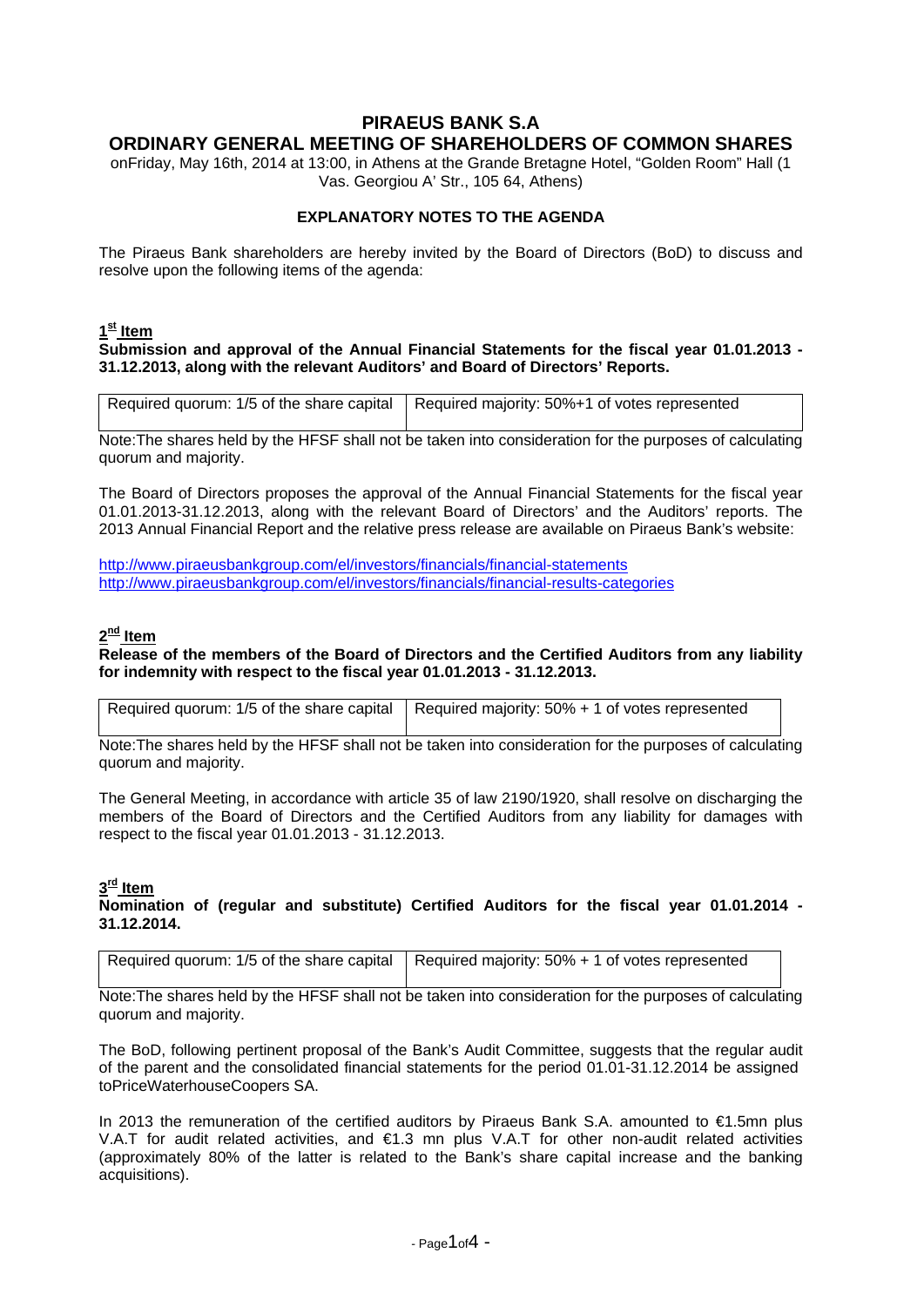# PIRAEUS BANK S.A

## ORDINARY GENERAL MEETING OF SHAREHOLDERS OF COMMON SHARES

onFriday, May 16th, 2014 at 13:00, in Athens at the Grande Bretagne Hotel, "Golden Room" Hall (1 Vas. Georgiou A' Str., 105 64, Athens)

### EXPLANATORY NOTES TO THE AGENDA

The Piraeus Bank shareholders are hereby invited by the Board of Directors (BoD) to discuss and resolve upon the following items of the agenda:

### 1st Item

**Submission and approval of the Annual Financial Statements for the fiscal year 01.01.2013 - 31.12.2013, along with the relevant Auditors' and Board of Directors' Reports.**

| Required quorum: 1/5 of the share capital | Required majority: 50%+1 of votes represented |
|---|---|

Note:The shares held by the HFSF shall not be taken into consideration for the purposes of calculating quorum and majority.

The Board of Directors proposes the approval of the Annual Financial Statements for the fiscal year 01.01.2013-31.12.2013, along with the relevant Board of Directors' and the Auditors' reports. The 2013 Annual Financial Report and the relative press release are available on Piraeus Bank's website:

http://www.piraeusbankgroup.com/el/investors/financials/financial-statements
http://www.piraeusbankgroup.com/el/investors/financials/financial-results-categories

### 2nd Item

**Release of the members of the Board of Directors and the Certified Auditors from any liability for indemnity with respect to the fiscal year 01.01.2013 - 31.12.2013.**

| Required quorum: 1/5 of the share capital | Required majority: 50% + 1 of votes represented |
|---|---|

Note:The shares held by the HFSF shall not be taken into consideration for the purposes of calculating quorum and majority.

The General Meeting, in accordance with article 35 of law 2190/1920, shall resolve on discharging the members of the Board of Directors and the Certified Auditors from any liability for damages with respect to the fiscal year 01.01.2013 - 31.12.2013.

### 3rd Item

**Nomination of (regular and substitute) Certified Auditors for the fiscal year 01.01.2014 - 31.12.2014.**

| Required quorum: 1/5 of the share capital | Required majority: 50% + 1 of votes represented |
|---|---|

Note:The shares held by the HFSF shall not be taken into consideration for the purposes of calculating quorum and majority.

The BoD, following pertinent proposal of the Bank's Audit Committee, suggests that the regular audit of the parent and the consolidated financial statements for the period 01.01-31.12.2014 be assigned toPriceWaterhouseCoopers SA.

In 2013 the remuneration of the certified auditors by Piraeus Bank S.A. amounted to €1.5mn plus V.A.T for audit related activities, and €1.3 mn plus V.A.T for other non-audit related activities (approximately 80% of the latter is related to the Bank's share capital increase and the banking acquisitions).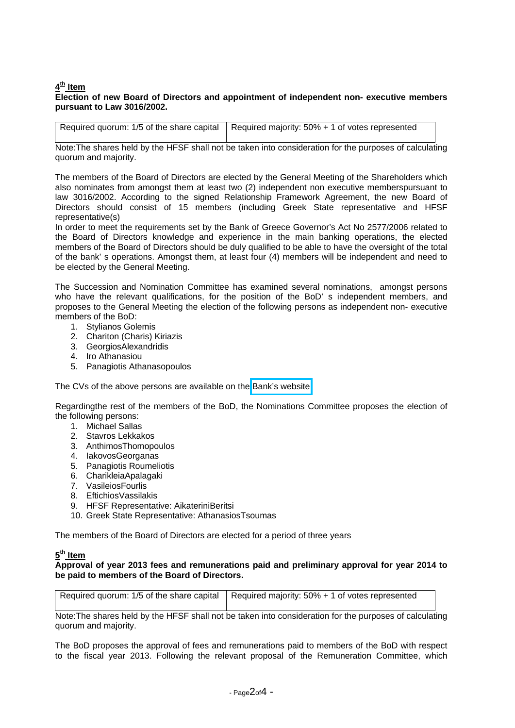## 4th Item

**Election of new Board of Directors and appointment of independent non- executive members pursuant to Law 3016/2002.**

| Required quorum: 1/5 of the share capital | Required majority: 50% + 1 of votes represented |
|---|---|

Note:The shares held by the HFSF shall not be taken into consideration for the purposes of calculating quorum and majority.

The members of the Board of Directors are elected by the General Meeting of the Shareholders which also nominates from amongst them at least two (2) independent non executive memberspursuant to law 3016/2002. According to the signed Relationship Framework Agreement, the new Board of Directors should consist of 15 members (including Greek State representative and HFSF representative(s)

In order to meet the requirements set by the Bank of Greece Governor's Act No 2577/2006 related to the Board of Directors knowledge and experience in the main banking operations, the elected members of the Board of Directors should be duly qualified to be able to have the oversight of the total of the bank' s operations. Amongst them, at least four (4) members will be independent and need to be elected by the General Meeting.

The Succession and Nomination Committee has examined several nominations, amongst persons who have the relevant qualifications, for the position of the BoD' s independent members, and proposes to the General Meeting the election of the following persons as independent non- executive members of the BoD:

1. Stylianos Golemis
2. Chariton (Charis) Kiriazis
3. GeorgiosAlexandridis
4. Iro Athanasiou
5. Panagiotis Athanasopoulos

The CVs of the above persons are available on the Bank's website

Regardingthe rest of the members of the BoD, the Nominations Committee proposes the election of the following persons:

1. Michael Sallas
2. Stavros Lekkakos
3. AnthimosThomopoulos
4. IakovosGeorganas
5. Panagiotis Roumeliotis
6. CharikleiaApalagaki
7. VasileiosFourlis
8. EftichiosVassilakis
9. HFSF Representative: AikateriniBeritsi
10. Greek State Representative: AthanasiosTsoumas

The members of the Board of Directors are elected for a period of three years

## 5th Item

**Approval of year 2013 fees and remunerations paid and preliminary approval for year 2014 to be paid to members of the Board of Directors.**

| Required quorum: 1/5 of the share capital | Required majority: 50% + 1 of votes represented |
|---|---|

Note:The shares held by the HFSF shall not be taken into consideration for the purposes of calculating quorum and majority.

The BoD proposes the approval of fees and remunerations paid to members of the BoD with respect to the fiscal year 2013. Following the relevant proposal of the Remuneration Committee, which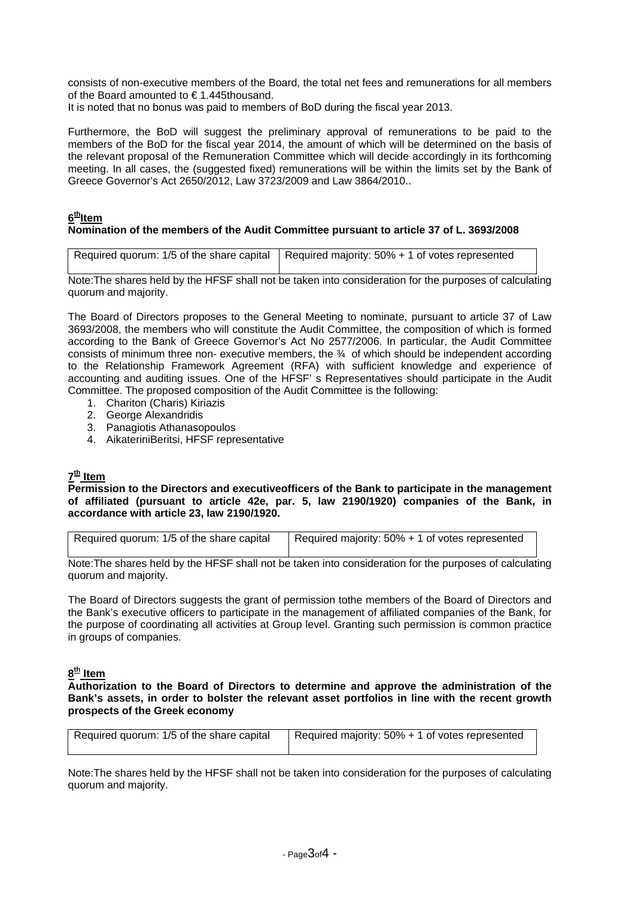consists of non-executive members of the Board, the total net fees and remunerations for all members of the Board amounted to € 1.445thousand.
It is noted that no bonus was paid to members of BoD during the fiscal year 2013.

Furthermore, the BoD will suggest the preliminary approval of remunerations to be paid to the members of the BoD for the fiscal year 2014, the amount of which will be determined on the basis of the relevant proposal of the Remuneration Committee which will decide accordingly in its forthcoming meeting. In all cases, the (suggested fixed) remunerations will be within the limits set by the Bank of Greece Governor's Act 2650/2012, Law 3723/2009 and Law 3864/2010..

## 6th Item

**Nomination of the members of the Audit Committee pursuant to article 37 of L. 3693/2008**

| Required quorum: 1/5 of the share capital | Required majority: 50% + 1 of votes represented |
|---|---|

Note:The shares held by the HFSF shall not be taken into consideration for the purposes of calculating quorum and majority.

The Board of Directors proposes to the General Meeting to nominate, pursuant to article 37 of Law 3693/2008, the members who will constitute the Audit Committee, the composition of which is formed according to the Bank of Greece Governor's Act No 2577/2006. In particular, the Audit Committee consists of minimum three non- executive members, the ¾ of which should be independent according to the Relationship Framework Agreement (RFA) with sufficient knowledge and experience of accounting and auditing issues. One of the HFSF' s Representatives should participate in the Audit Committee. The proposed composition of the Audit Committee is the following:

1. Chariton (Charis) Kiriazis
2. George Alexandridis
3. Panagiotis Athanasopoulos
4. AikateriniBeritsi, HFSF representative

## 7th Item

**Permission to the Directors and executiveofficers of the Bank to participate in the management of affiliated (pursuant to article 42e, par. 5, law 2190/1920) companies of the Bank, in accordance with article 23, law 2190/1920.**

| Required quorum: 1/5 of the share capital | Required majority: 50% + 1 of votes represented |
|---|---|

Note:The shares held by the HFSF shall not be taken into consideration for the purposes of calculating quorum and majority.

The Board of Directors suggests the grant of permission tothe members of the Board of Directors and the Bank's executive officers to participate in the management of affiliated companies of the Bank, for the purpose of coordinating all activities at Group level. Granting such permission is common practice in groups of companies.

## 8th Item

**Authorization to the Board of Directors to determine and approve the administration of the Bank's assets, in order to bolster the relevant asset portfolios in line with the recent growth prospects of the Greek economy**

| Required quorum: 1/5 of the share capital | Required majority: 50% + 1 of votes represented |
|---|---|

Note:The shares held by the HFSF shall not be taken into consideration for the purposes of calculating quorum and majority.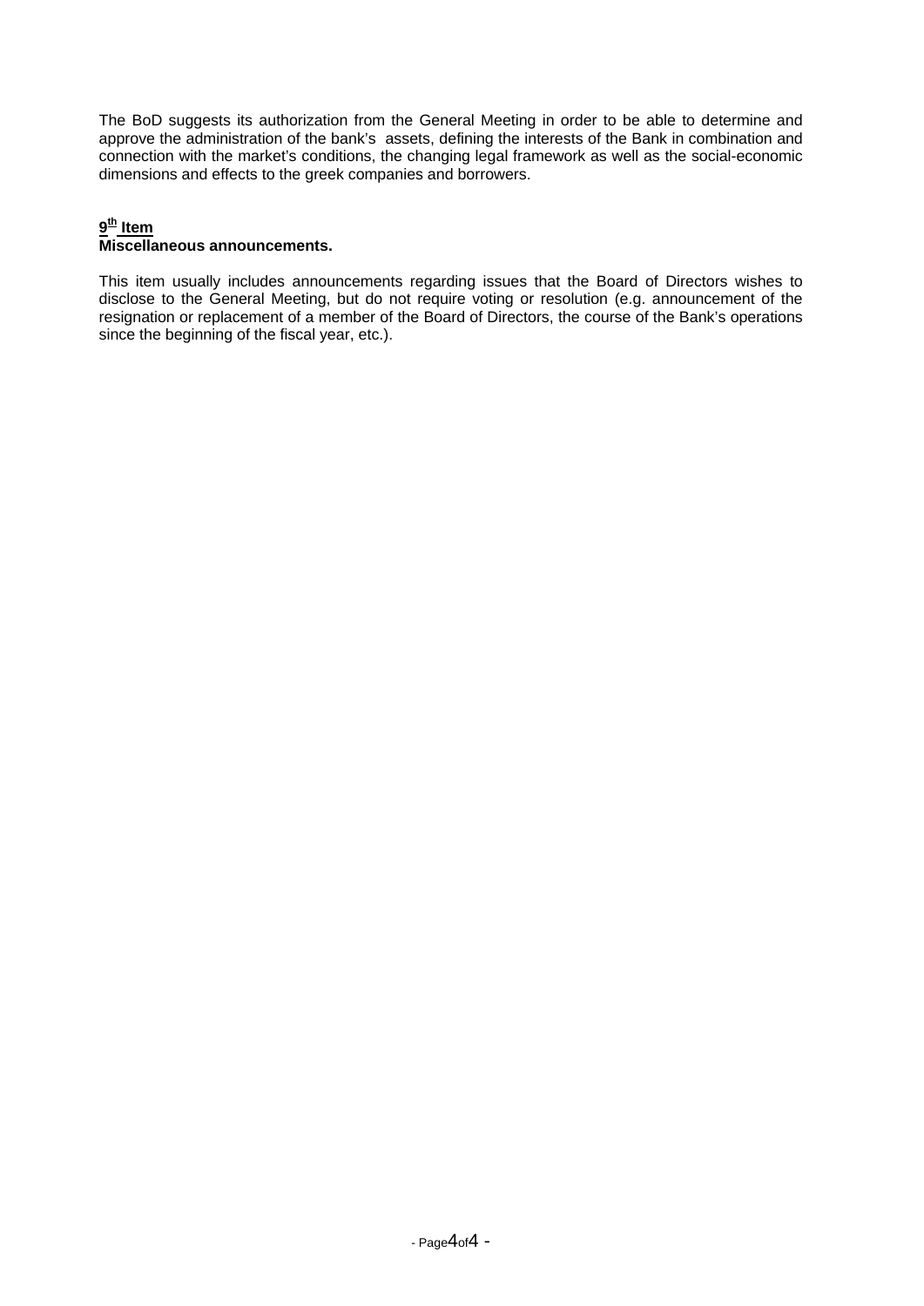The BoD suggests its authorization from the General Meeting in order to be able to determine and approve the administration of the bank's assets, defining the interests of the Bank in combination and connection with the market's conditions, the changing legal framework as well as the social-economic dimensions and effects to the greek companies and borrowers.

**9th Item**
**Miscellaneous announcements.**

This item usually includes announcements regarding issues that the Board of Directors wishes to disclose to the General Meeting, but do not require voting or resolution (e.g. announcement of the resignation or replacement of a member of the Board of Directors, the course of the Bank's operations since the beginning of the fiscal year, etc.).